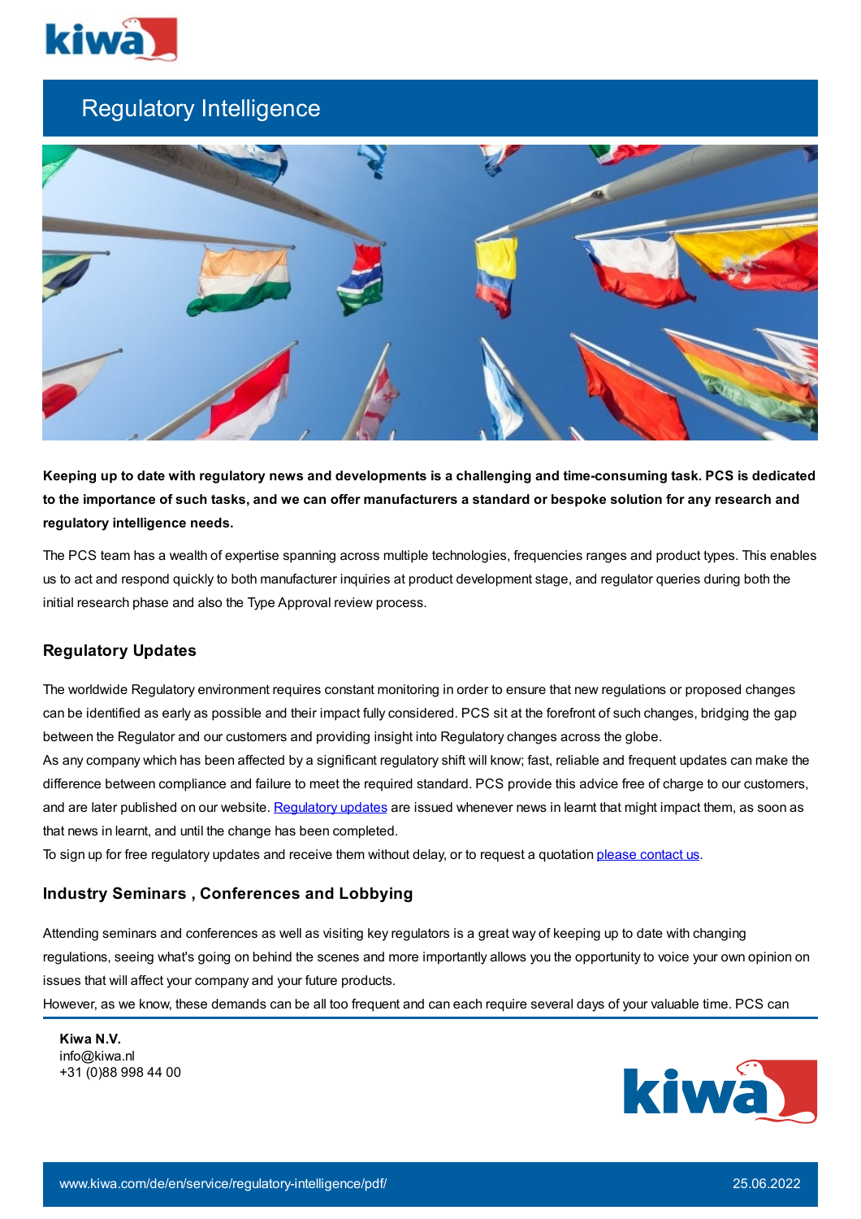# Regulatory Intelligence

**Keeping up to date with regulatory news and developments is a challenging and time-consuming task. PCS is dedicated to the importance of such tasks, and we can offer manufacturers a standard or bespoke solution for any research and regulatory intelligence needs.**

The PCS team has a wealth of expertise spanning across multiple technologies, frequencies ranges and product types. This enables us to act and respond quickly to both manufacturer inquiries at product development stage, and regulator queries during both the initial research phase and also the Type Approval review process.

## Regulatory Updates

The worldwide Regulatory environment requires constant monitoring in order to ensure that new regulations or proposed changes can be identified as early as possible and their impact fully considered. PCS sit at the forefront of such changes, bridging the gap between the Regulator and our customers and providing insight into Regulatory changes across the globe.
As any company which has been affected by a significant regulatory shift will know; fast, reliable and frequent updates can make the difference between compliance and failure to meet the required standard. PCS provide this advice free of charge to our customers, and are later published on our website. Regulatory updates are issued whenever news in learnt that might impact them, as soon as that news in learnt, and until the change has been completed.
To sign up for free regulatory updates and receive them without delay, or to request a quotation please contact us.

## Industry Seminars , Conferences and Lobbying

Attending seminars and conferences as well as visiting key regulators is a great way of keeping up to date with changing regulations, seeing what's going on behind the scenes and more importantly allows you the opportunity to voice your own opinion on issues that will affect your company and your future products.
However, as we know, these demands can be all too frequent and can each require several days of your valuable time. PCS can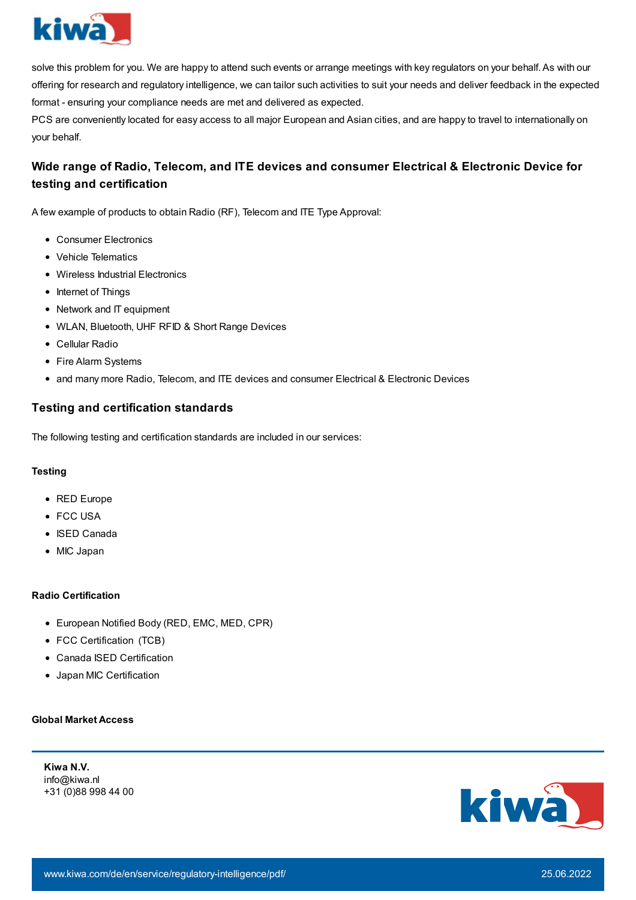solve this problem for you. We are happy to attend such events or arrange meetings with key regulators on your behalf. As with our offering for research and regulatory intelligence, we can tailor such activities to suit your needs and deliver feedback in the expected format - ensuring your compliance needs are met and delivered as expected.

PCS are conveniently located for easy access to all major European and Asian cities, and are happy to travel to internationally on your behalf.

## Wide range of Radio, Telecom, and ITE devices and consumer Electrical & Electronic Device for testing and certification

A few example of products to obtain Radio (RF), Telecom and ITE Type Approval:

- Consumer Electronics
- Vehicle Telematics
- Wireless Industrial Electronics
- Internet of Things
- Network and IT equipment
- WLAN, Bluetooth, UHF RFID & Short Range Devices
- Cellular Radio
- Fire Alarm Systems
- and many more Radio, Telecom, and ITE devices and consumer Electrical & Electronic Devices

## Testing and certification standards

The following testing and certification standards are included in our services:

#### Testing

- RED Europe
- FCC USA
- ISED Canada
- MIC Japan

#### Radio Certification

- European Notified Body (RED, EMC, MED, CPR)
- FCC Certification (TCB)
- Canada ISED Certification
- Japan MIC Certification

#### Global Market Access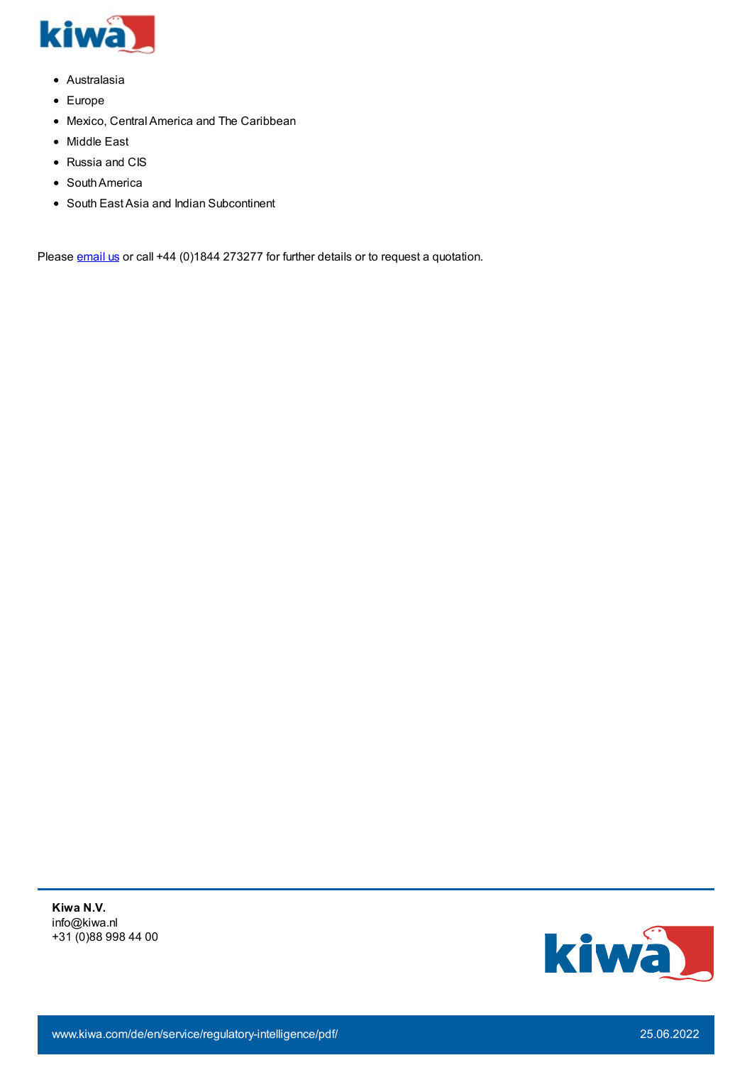- Australasia
- Europe
- Mexico, Central America and The Caribbean
- Middle East
- Russia and CIS
- South America
- South East Asia and Indian Subcontinent

Please email us or call +44 (0)1844 273277 for further details or to request a quotation.

**Kiwa N.V.**
info@kiwa.nl
+31 (0)88 998 44 00